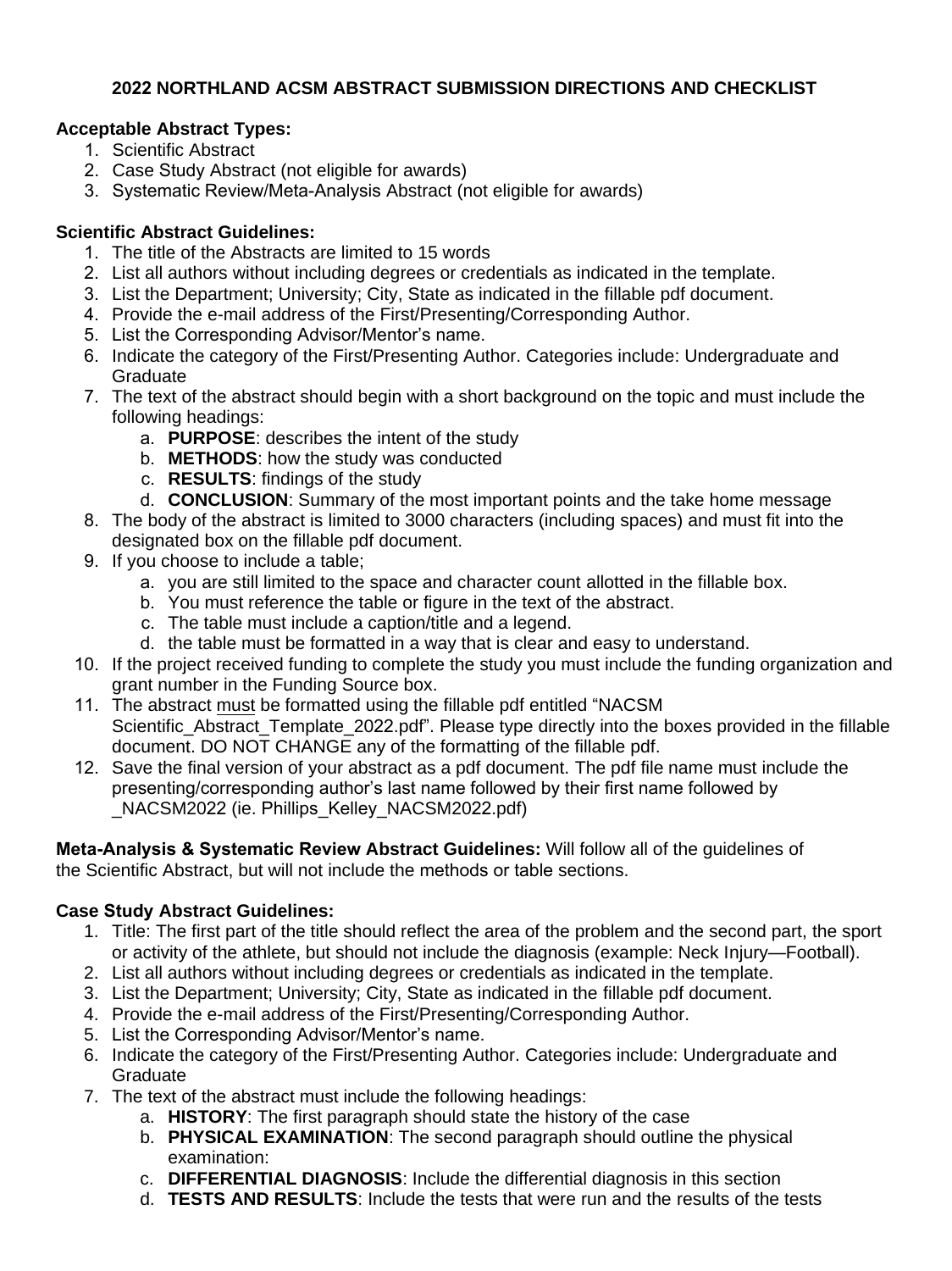# 2022 NORTHLAND ACSM ABSTRACT SUBMISSION DIRECTIONS AND CHECKLIST

**Acceptable Abstract Types:**

1. Scientific Abstract
2. Case Study Abstract (not eligible for awards)
3. Systematic Review/Meta-Analysis Abstract (not eligible for awards)

**Scientific Abstract Guidelines:**

1. The title of the Abstracts are limited to 15 words
2. List all authors without including degrees or credentials as indicated in the template.
3. List the Department; University; City, State as indicated in the fillable pdf document.
4. Provide the e-mail address of the First/Presenting/Corresponding Author.
5. List the Corresponding Advisor/Mentor's name.
6. Indicate the category of the First/Presenting Author. Categories include: Undergraduate and Graduate
7. The text of the abstract should begin with a short background on the topic and must include the following headings:
   a. **PURPOSE**: describes the intent of the study
   b. **METHODS**: how the study was conducted
   c. **RESULTS**: findings of the study
   d. **CONCLUSION**: Summary of the most important points and the take home message
8. The body of the abstract is limited to 3000 characters (including spaces) and must fit into the designated box on the fillable pdf document.
9. If you choose to include a table;
   a. you are still limited to the space and character count allotted in the fillable box.
   b. You must reference the table or figure in the text of the abstract.
   c. The table must include a caption/title and a legend.
   d. the table must be formatted in a way that is clear and easy to understand.
10. If the project received funding to complete the study you must include the funding organization and grant number in the Funding Source box.
11. The abstract must be formatted using the fillable pdf entitled "NACSM Scientific_Abstract_Template_2022.pdf". Please type directly into the boxes provided in the fillable document. DO NOT CHANGE any of the formatting of the fillable pdf.
12. Save the final version of your abstract as a pdf document. The pdf file name must include the presenting/corresponding author's last name followed by their first name followed by _NACSM2022 (ie. Phillips_Kelley_NACSM2022.pdf)

**Meta-Analysis & Systematic Review Abstract Guidelines:** Will follow all of the guidelines of the Scientific Abstract, but will not include the methods or table sections.

**Case Study Abstract Guidelines:**

1. Title: The first part of the title should reflect the area of the problem and the second part, the sport or activity of the athlete, but should not include the diagnosis (example: Neck Injury—Football).
2. List all authors without including degrees or credentials as indicated in the template.
3. List the Department; University; City, State as indicated in the fillable pdf document.
4. Provide the e-mail address of the First/Presenting/Corresponding Author.
5. List the Corresponding Advisor/Mentor's name.
6. Indicate the category of the First/Presenting Author. Categories include: Undergraduate and Graduate
7. The text of the abstract must include the following headings:
   a. **HISTORY**: The first paragraph should state the history of the case
   b. **PHYSICAL EXAMINATION**: The second paragraph should outline the physical examination:
   c. **DIFFERENTIAL DIAGNOSIS**: Include the differential diagnosis in this section
   d. **TESTS AND RESULTS**: Include the tests that were run and the results of the tests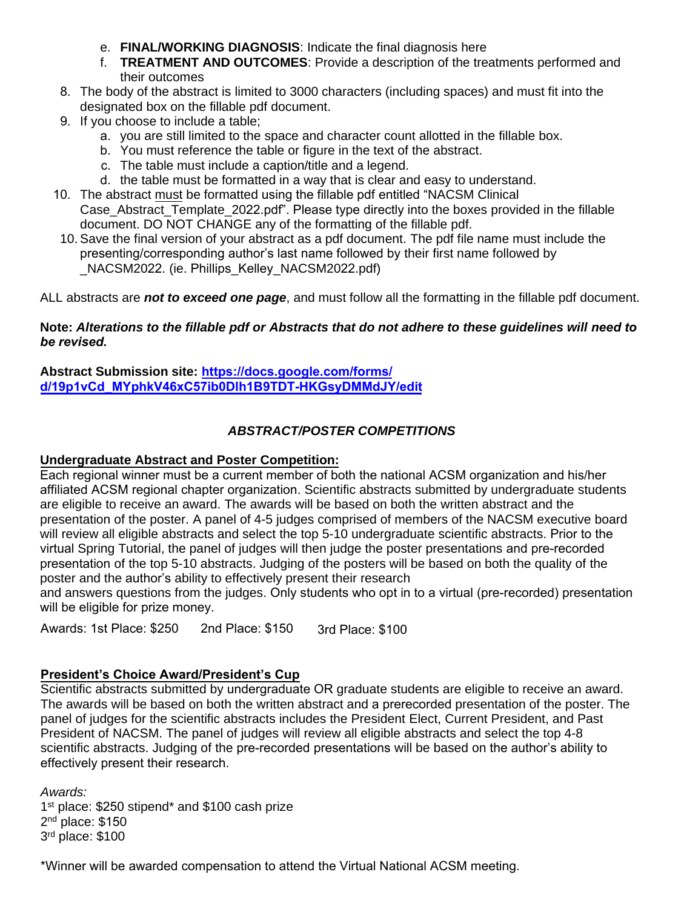e. **FINAL/WORKING DIAGNOSIS**: Indicate the final diagnosis here
f. **TREATMENT AND OUTCOMES**: Provide a description of the treatments performed and their outcomes

8. The body of the abstract is limited to 3000 characters (including spaces) and must fit into the designated box on the fillable pdf document.
9. If you choose to include a table;
   a. you are still limited to the space and character count allotted in the fillable box.
   b. You must reference the table or figure in the text of the abstract.
   c. The table must include a caption/title and a legend.
   d. the table must be formatted in a way that is clear and easy to understand.
10. The abstract must be formatted using the fillable pdf entitled "NACSM Clinical Case_Abstract_Template_2022.pdf". Please type directly into the boxes provided in the fillable document. DO NOT CHANGE any of the formatting of the fillable pdf.
10. Save the final version of your abstract as a pdf document. The pdf file name must include the presenting/corresponding author's last name followed by their first name followed by _NACSM2022. (ie. Phillips_Kelley_NACSM2022.pdf)

ALL abstracts are ***not to exceed one page***, and must follow all the formatting in the fillable pdf document.

**Note: *Alterations to the fillable pdf or Abstracts that do not adhere to these guidelines will need to be revised.***

**Abstract Submission site: [https://docs.google.com/forms/d/19p1vCd_MYphkV46xC57ib0Dlh1B9TDT-HKGsyDMMdJY/edit](https://docs.google.com/forms/d/19p1vCd_MYphkV46xC57ib0Dlh1B9TDT-HKGsyDMMdJY/edit)**

## *ABSTRACT/POSTER COMPETITIONS*

### Undergraduate Abstract and Poster Competition:

Each regional winner must be a current member of both the national ACSM organization and his/her affiliated ACSM regional chapter organization. Scientific abstracts submitted by undergraduate students are eligible to receive an award. The awards will be based on both the written abstract and the presentation of the poster. A panel of 4-5 judges comprised of members of the NACSM executive board will review all eligible abstracts and select the top 5-10 undergraduate scientific abstracts. Prior to the virtual Spring Tutorial, the panel of judges will then judge the poster presentations and pre-recorded presentation of the top 5-10 abstracts. Judging of the posters will be based on both the quality of the poster and the author's ability to effectively present their research
and answers questions from the judges. Only students who opt in to a virtual (pre-recorded) presentation will be eligible for prize money.

Awards: 1st Place: $250 2nd Place: $150 3rd Place: $100

### President's Choice Award/President's Cup

Scientific abstracts submitted by undergraduate OR graduate students are eligible to receive an award. The awards will be based on both the written abstract and a prerecorded presentation of the poster. The panel of judges for the scientific abstracts includes the President Elect, Current President, and Past President of NACSM. The panel of judges will review all eligible abstracts and select the top 4-8 scientific abstracts. Judging of the pre-recorded presentations will be based on the author's ability to effectively present their research.

*Awards:*
1st place: $250 stipend* and $100 cash prize
2nd place: $150
3rd place: $100

*Winner will be awarded compensation to attend the Virtual National ACSM meeting.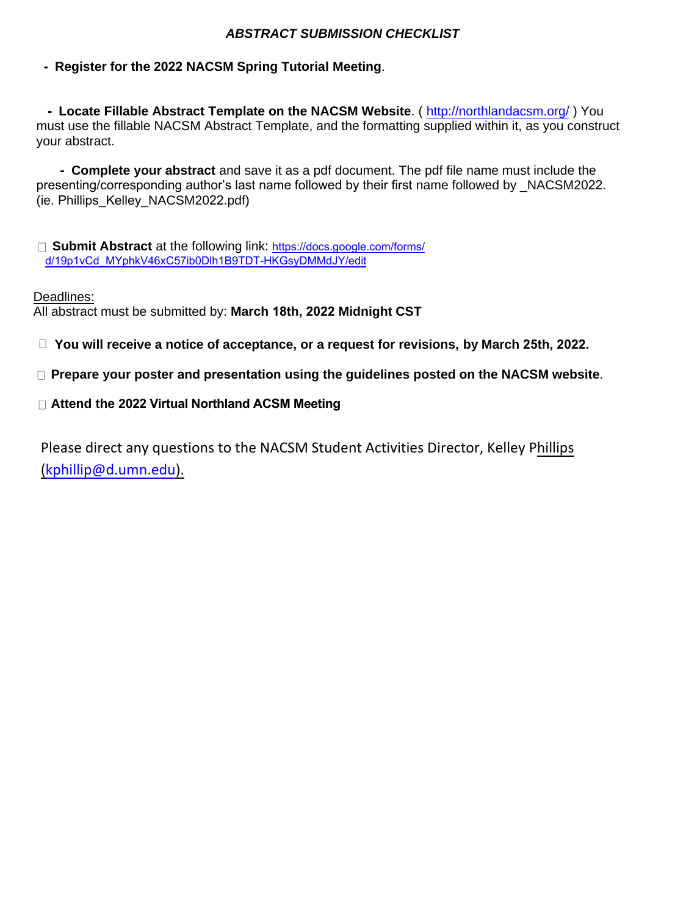***ABSTRACT SUBMISSION CHECKLIST***

- **Register for the 2022 NACSM Spring Tutorial Meeting**.

- **Locate Fillable Abstract Template on the NACSM Website**. ( http://northlandacsm.org/ ) You must use the fillable NACSM Abstract Template, and the formatting supplied within it, as you construct your abstract.

- **Complete your abstract** and save it as a pdf document. The pdf file name must include the presenting/corresponding author's last name followed by their first name followed by _NACSM2022. (ie. Phillips_Kelley_NACSM2022.pdf)

- [ ] **Submit Abstract** at the following link: https://docs.google.com/forms/d/19p1vCd_MYphkV46xC57ib0Dlh1B9TDT-HKGsyDMMdJY/edit

Deadlines:
All abstract must be submitted by: **March 18th, 2022 Midnight CST**

- [ ] **You will receive a notice of acceptance, or a request for revisions, by March 25th, 2022.**
- [ ] **Prepare your poster and presentation using the guidelines posted on the NACSM website**.
- [ ] **Attend the 2022 Virtual Northland ACSM Meeting**

Please direct any questions to the NACSM Student Activities Director, Kelley Phillips (kphillip@d.umn.edu).